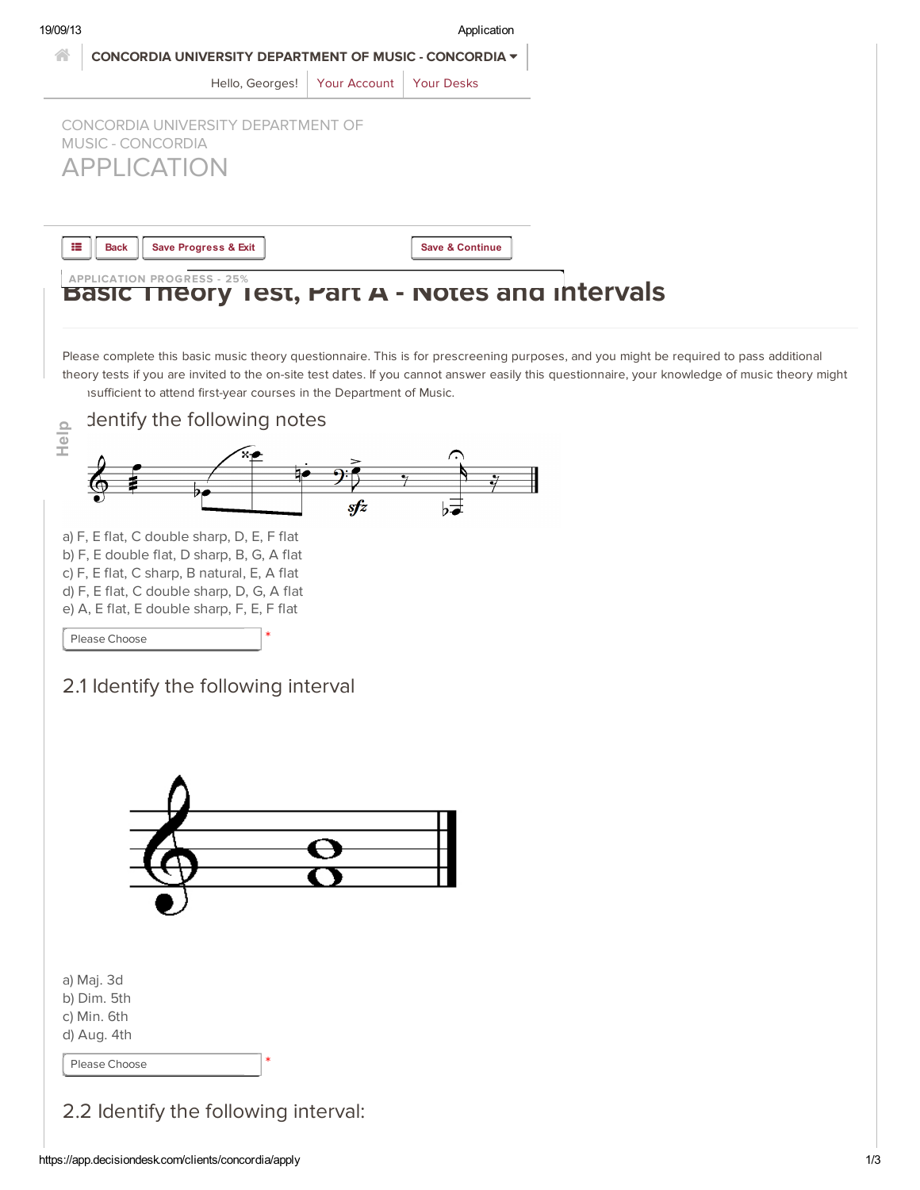CONCORDIA UNIVERSITY DEPARTMENT OF MUSIC - CONCORDIA

Hello, Georges! | Your Account | Your Desks

CONCORDIA UNIVERSITY DEPARTMENT OF MUSIC - CONCORDIA

# APPLICATION

Back | Save Progress & Exit | Save & Continue

APPLICATION PROGRESS - 25%

## Basic Theory Test, Part A - Notes and Intervals

Please complete this basic music theory questionnaire. This is for prescreening purposes, and you might be required to pass additional theory tests if you are invited to the on-site test dates. If you cannot answer easily this questionnaire, your knowledge of music theory might be insufficient to attend first-year courses in the Department of Music.

### Identify the following notes

a) F, E flat, C double sharp, D, E, F flat
b) F, E double flat, D sharp, B, G, A flat
c) F, E flat, C sharp, B natural, E, A flat
d) F, E flat, C double sharp, D, G, A flat
e) A, E flat, E double sharp, F, E, F flat

Please Choose *

### 2.1 Identify the following interval

a) Maj. 3d
b) Dim. 5th
c) Min. 6th
d) Aug. 4th

Please Choose *

### 2.2 Identify the following interval: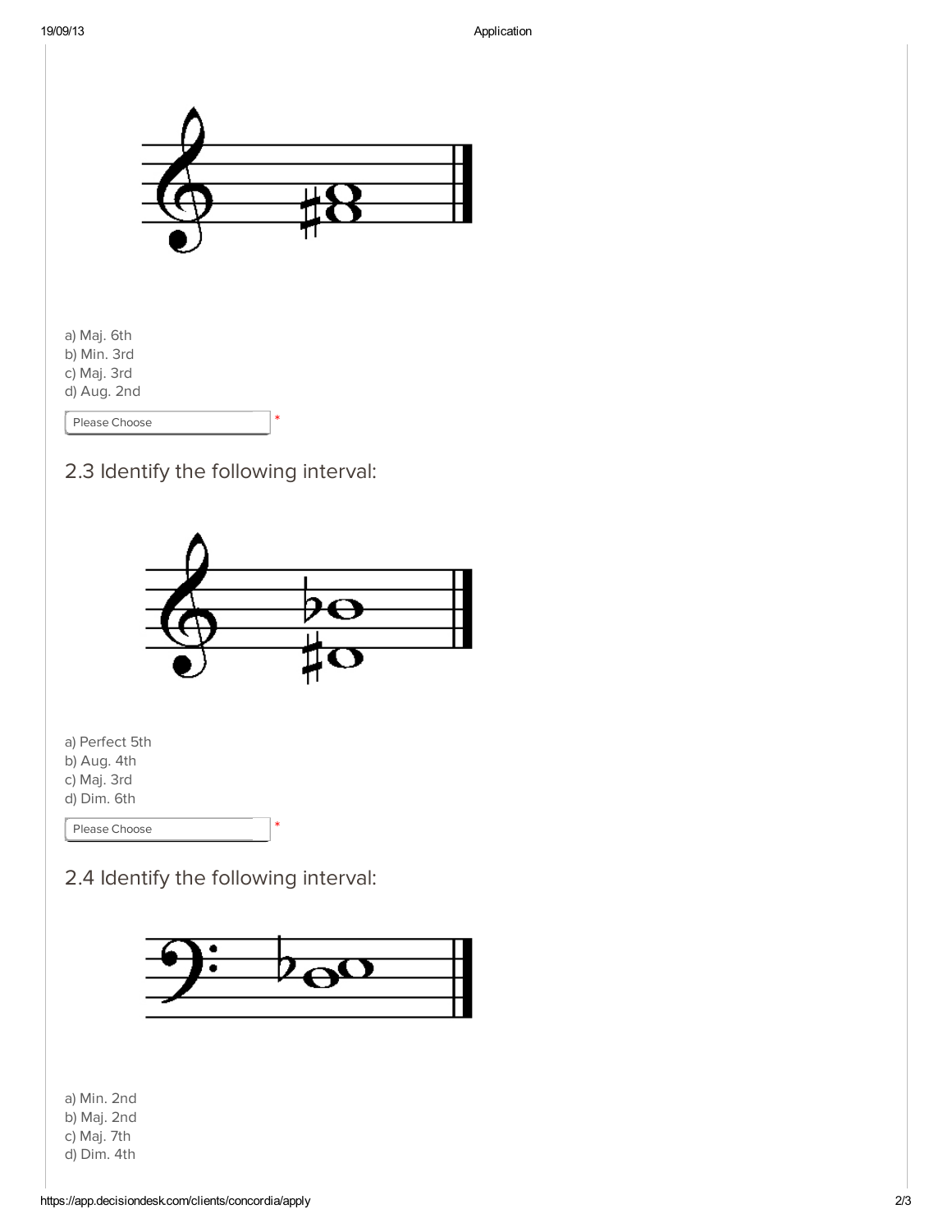a) Maj. 6th
b) Min. 3rd
c) Maj. 3rd
d) Aug. 2nd

Please Choose *

## 2.3 Identify the following interval:

a) Perfect 5th
b) Aug. 4th
c) Maj. 3rd
d) Dim. 6th

Please Choose *

## 2.4 Identify the following interval:

a) Min. 2nd
b) Maj. 2nd
c) Maj. 7th
d) Dim. 4th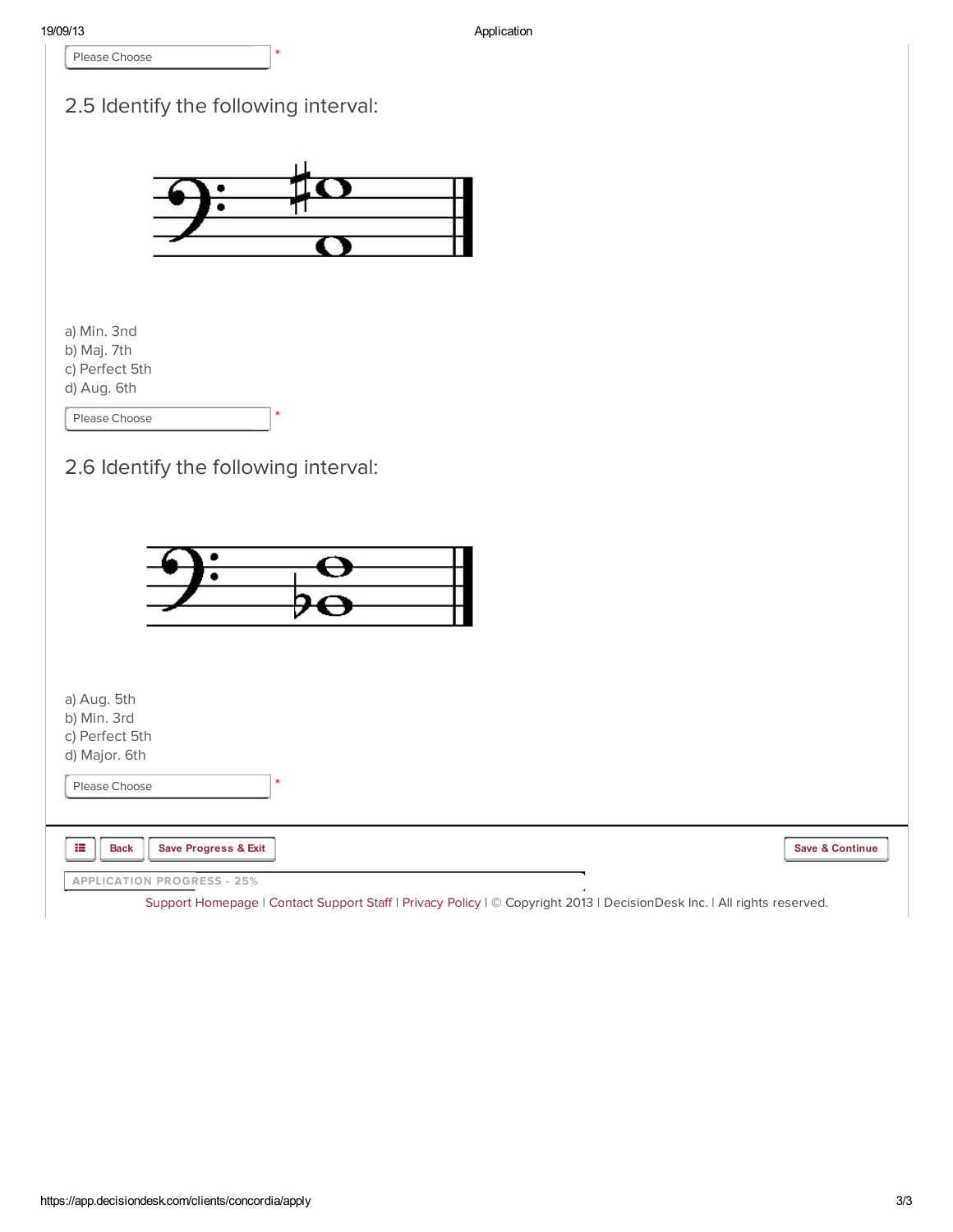Please Choose *

## 2.5 Identify the following interval:

a) Min. 3nd
b) Maj. 7th
c) Perfect 5th
d) Aug. 6th

Please Choose *

## 2.6 Identify the following interval:

a) Aug. 5th
b) Min. 3rd
c) Perfect 5th
d) Major. 6th

Please Choose *

Back | Save Progress & Exit | Save & Continue

APPLICATION PROGRESS - 25%

Support Homepage | Contact Support Staff | Privacy Policy | © Copyright 2013 | DecisionDesk Inc. | All rights reserved.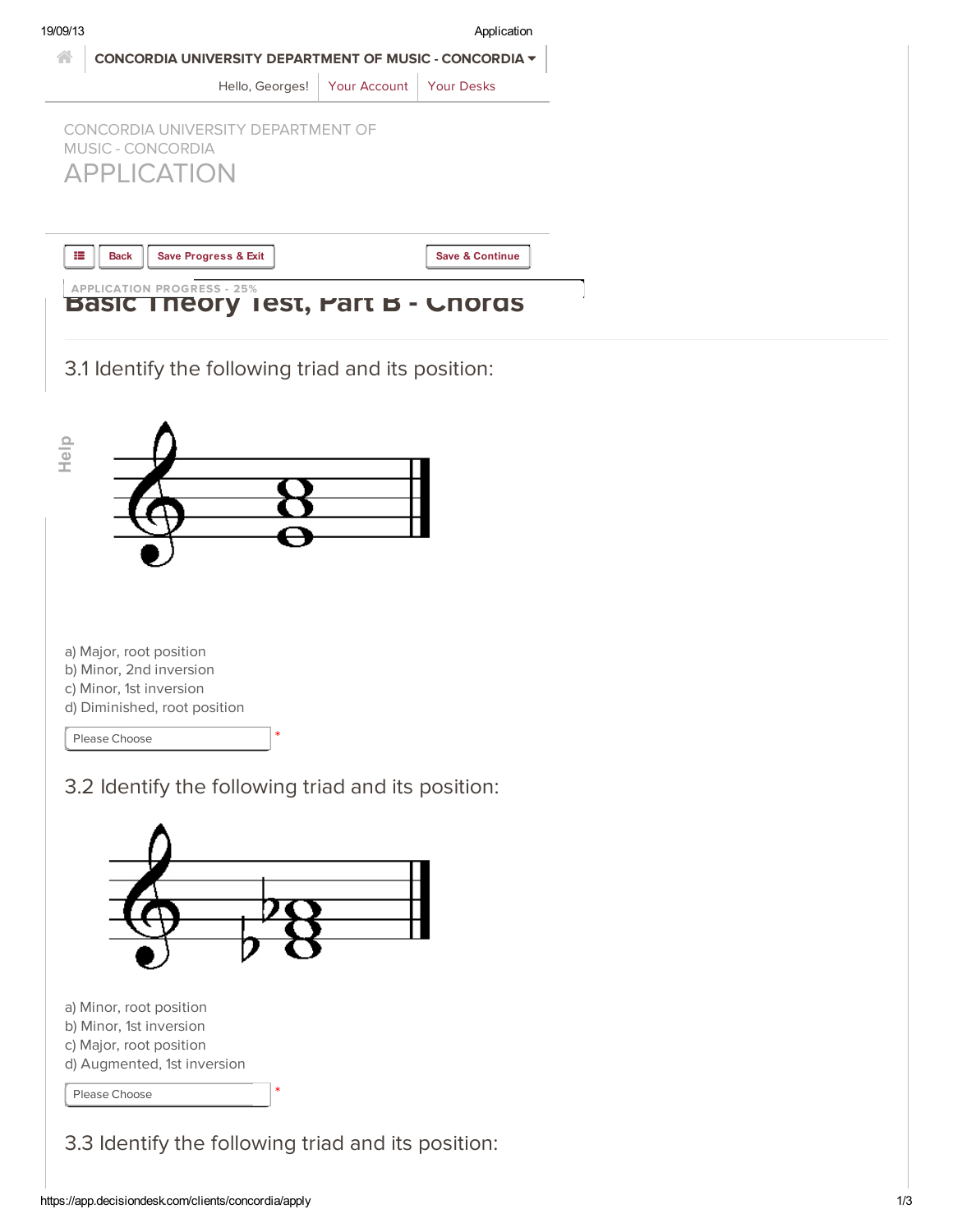CONCORDIA UNIVERSITY DEPARTMENT OF MUSIC - CONCORDIA

Hello, Georges! | Your Account | Your Desks

CONCORDIA UNIVERSITY DEPARTMENT OF MUSIC - CONCORDIA

# APPLICATION

Back | Save Progress & Exit | Save & Continue

APPLICATION PROGRESS - 25%

## Basic Theory Test, Part B - Chords

### 3.1 Identify the following triad and its position:

a) Major, root position
b) Minor, 2nd inversion
c) Minor, 1st inversion
d) Diminished, root position

Please Choose *

### 3.2 Identify the following triad and its position:

a) Minor, root position
b) Minor, 1st inversion
c) Major, root position
d) Augmented, 1st inversion

Please Choose *

### 3.3 Identify the following triad and its position: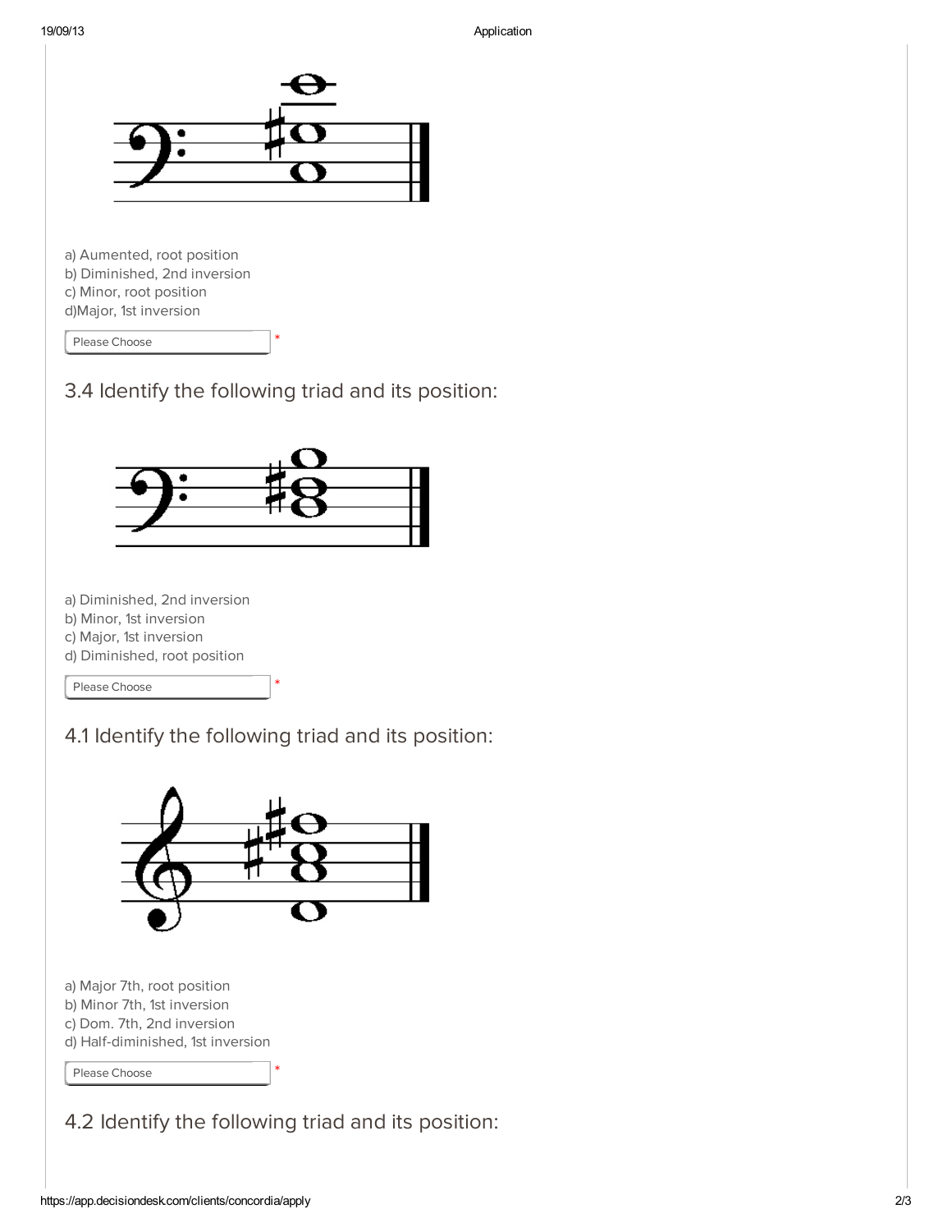a) Aumented, root position
b) Diminished, 2nd inversion
c) Minor, root position
d)Major, 1st inversion

Please Choose *

## 3.4 Identify the following triad and its position:

a) Diminished, 2nd inversion
b) Minor, 1st inversion
c) Major, 1st inversion
d) Diminished, root position

Please Choose *

## 4.1 Identify the following triad and its position:

a) Major 7th, root position
b) Minor 7th, 1st inversion
c) Dom. 7th, 2nd inversion
d) Half-diminished, 1st inversion

Please Choose *

## 4.2 Identify the following triad and its position: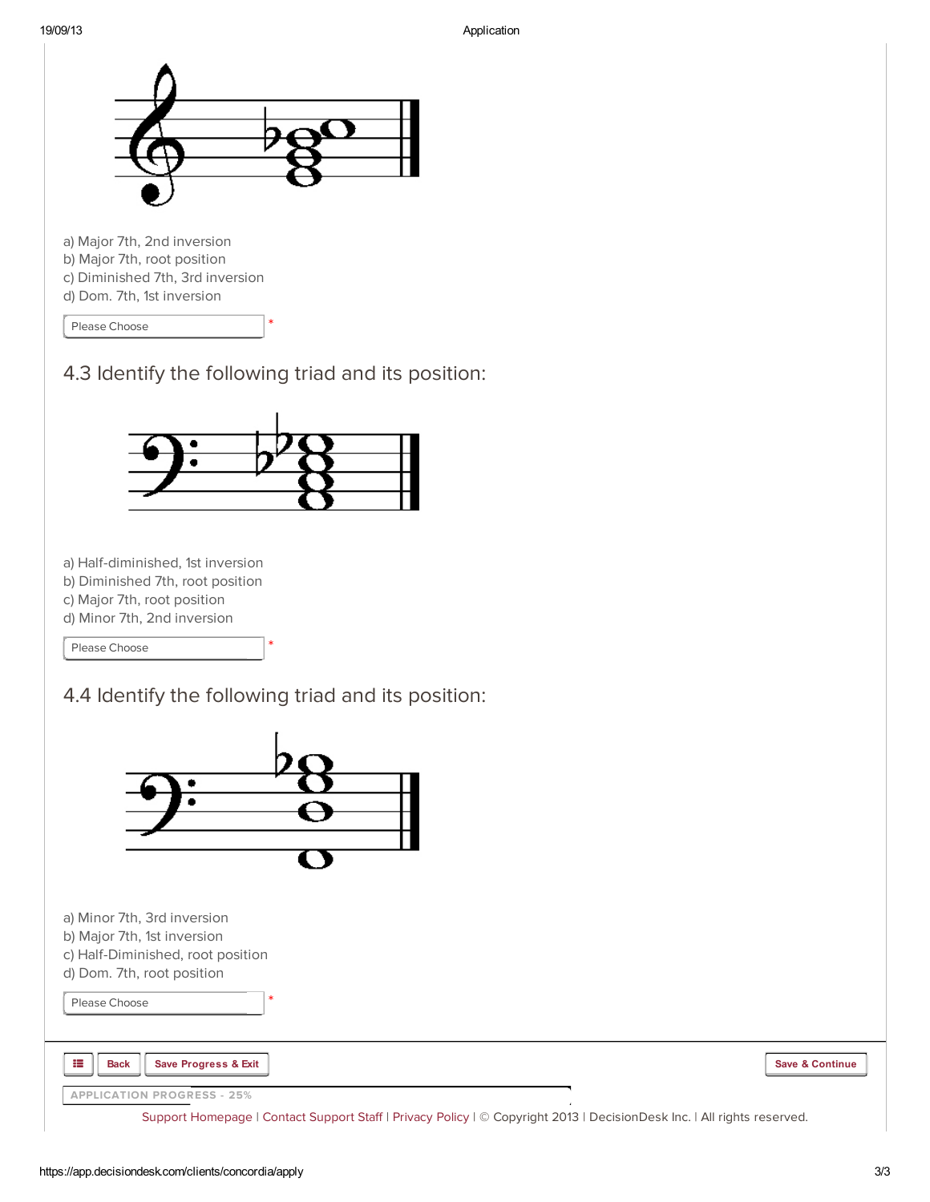a) Major 7th, 2nd inversion
b) Major 7th, root position
c) Diminished 7th, 3rd inversion
d) Dom. 7th, 1st inversion

Please Choose *

## 4.3 Identify the following triad and its position:

a) Half-diminished, 1st inversion
b) Diminished 7th, root position
c) Major 7th, root position
d) Minor 7th, 2nd inversion

Please Choose *

## 4.4 Identify the following triad and its position:

a) Minor 7th, 3rd inversion
b) Major 7th, 1st inversion
c) Half-Diminished, root position
d) Dom. 7th, root position

Please Choose *

Back | Save Progress & Exit | Save & Continue

APPLICATION PROGRESS - 25%

Support Homepage | Contact Support Staff | Privacy Policy | © Copyright 2013 | DecisionDesk Inc. | All rights reserved.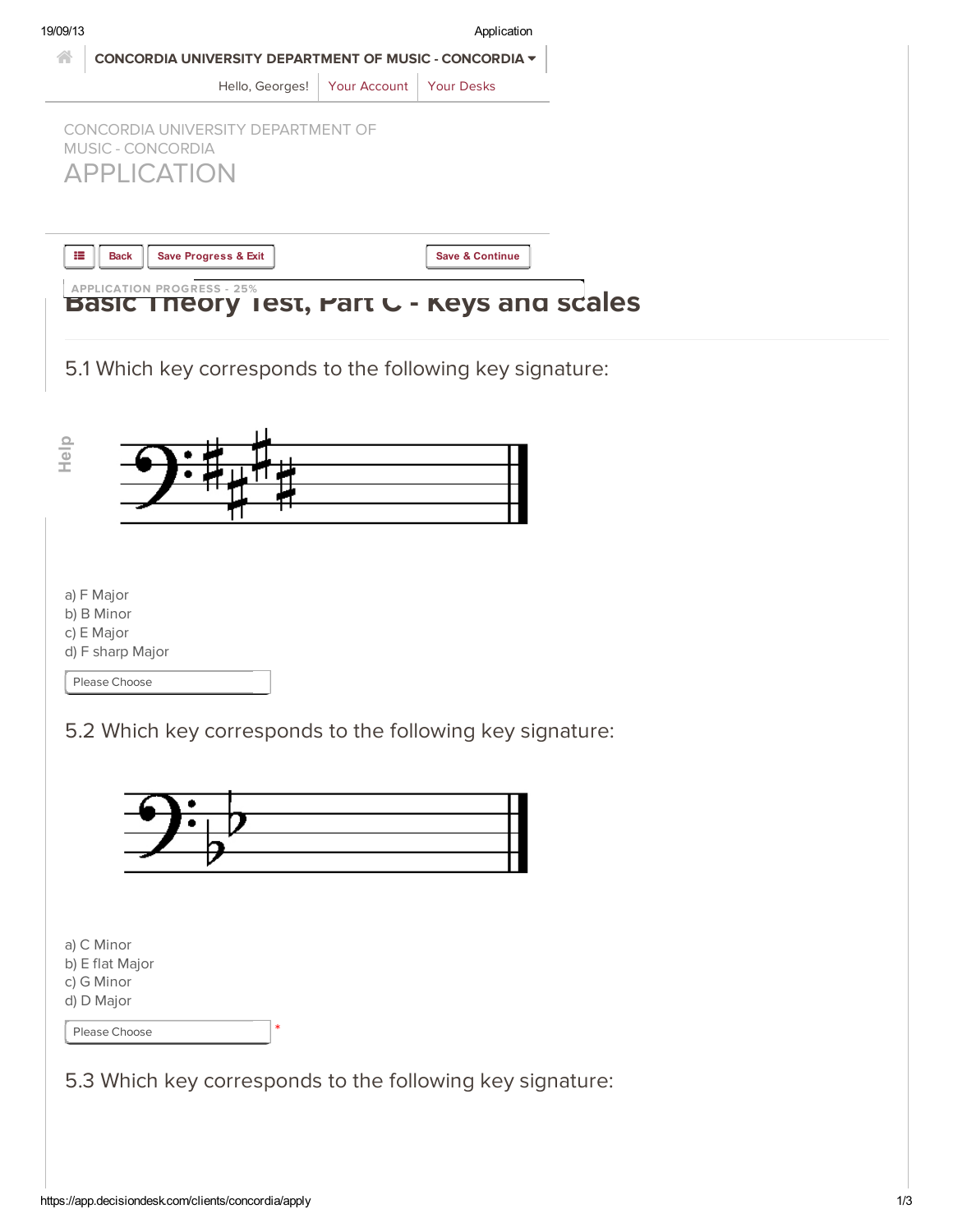CONCORDIA UNIVERSITY DEPARTMENT OF MUSIC - CONCORDIA

Hello, Georges! Your Account Your Desks

CONCORDIA UNIVERSITY DEPARTMENT OF MUSIC - CONCORDIA

# APPLICATION

Back Save Progress & Exit Save & Continue

APPLICATION PROGRESS - 25%

## Basic Theory Test, Part C - Keys and scales

### 5.1 Which key corresponds to the following key signature:

Help

a) F Major
b) B Minor
c) E Major
d) F sharp Major

Please Choose

### 5.2 Which key corresponds to the following key signature:

a) C Minor
b) E flat Major
c) G Minor
d) D Major

Please Choose *

### 5.3 Which key corresponds to the following key signature: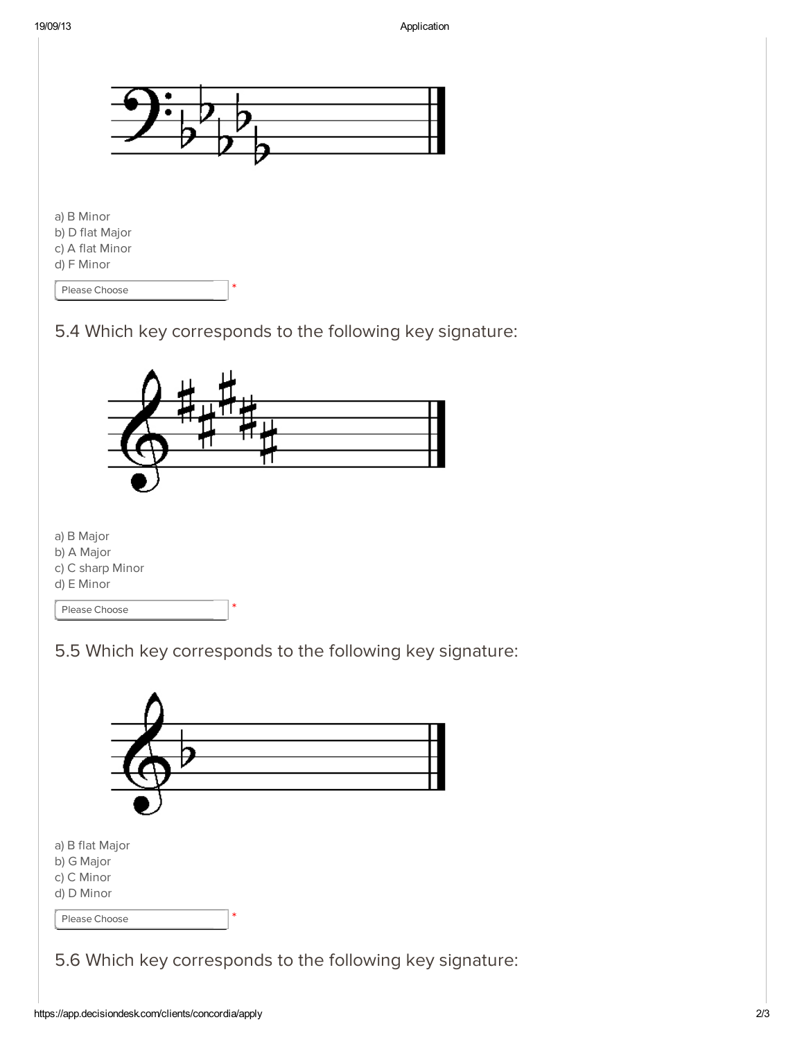a) B Minor
b) D flat Major
c) A flat Minor
d) F Minor

Please Choose *

5.4 Which key corresponds to the following key signature:

a) B Major
b) A Major
c) C sharp Minor
d) E Minor

Please Choose *

5.5 Which key corresponds to the following key signature:

a) B flat Major
b) G Major
c) C Minor
d) D Minor

Please Choose *

5.6 Which key corresponds to the following key signature: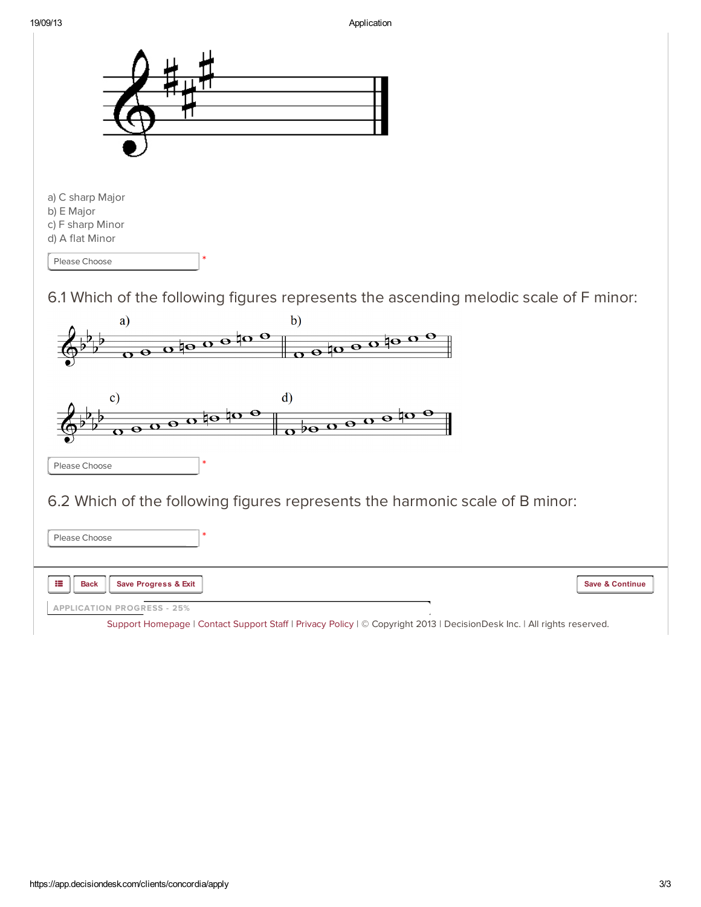a) C sharp Major
b) E Major
c) F sharp Minor
d) A flat Minor

Please Choose *

6.1 Which of the following figures represents the ascending melodic scale of F minor:

a) b)

c) d)

Please Choose *

6.2 Which of the following figures represents the harmonic scale of B minor:

Please Choose *

Back | Save Progress & Exit | Save & Continue

APPLICATION PROGRESS - 25%

Support Homepage | Contact Support Staff | Privacy Policy | © Copyright 2013 | DecisionDesk Inc. | All rights reserved.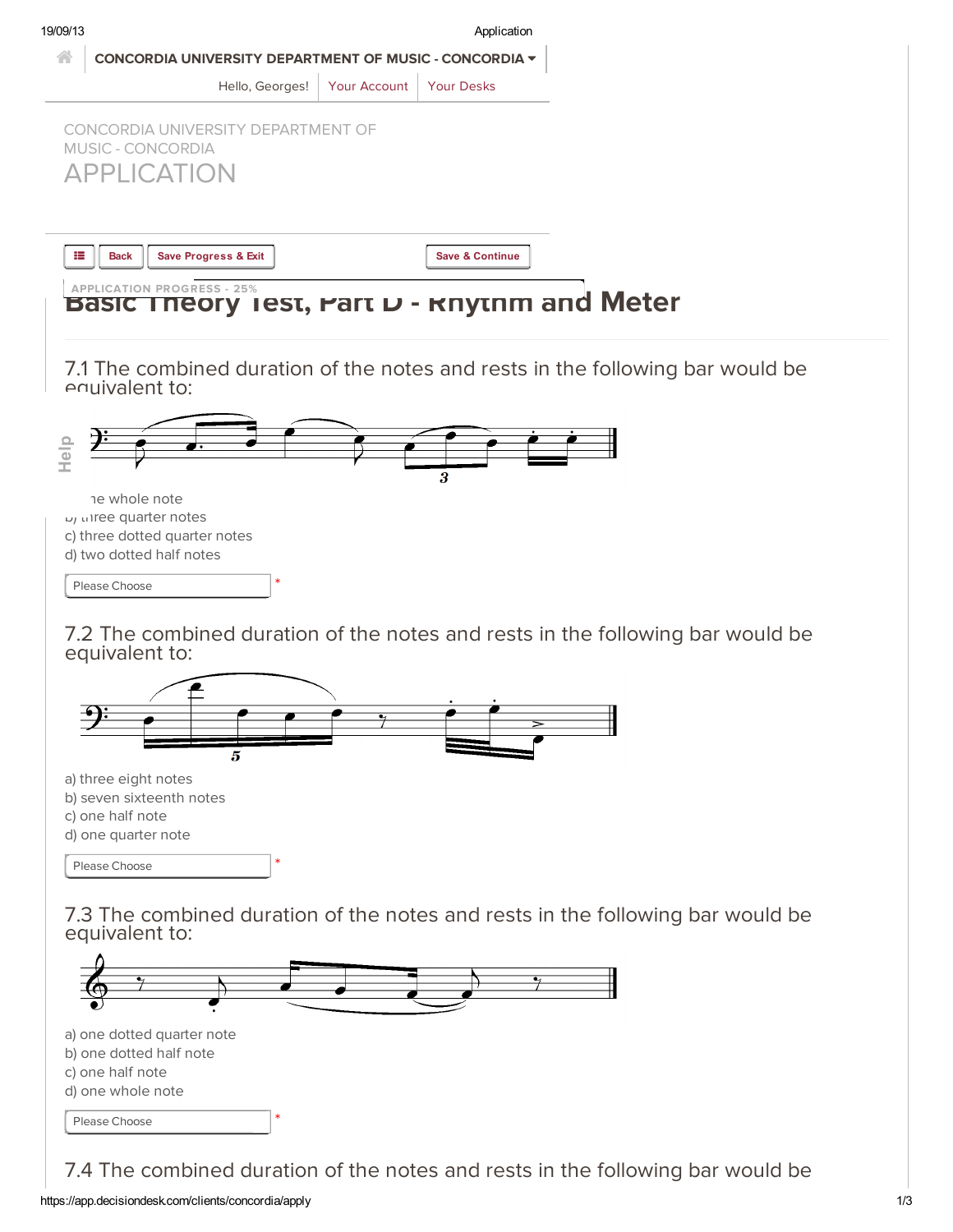CONCORDIA UNIVERSITY DEPARTMENT OF MUSIC - CONCORDIA

Hello, Georges! | Your Account | Your Desks

CONCORDIA UNIVERSITY DEPARTMENT OF MUSIC - CONCORDIA

# APPLICATION

Back | Save Progress & Exit | Save & Continue

APPLICATION PROGRESS - 25%

## Basic Theory Test, Part D - Rhythm and Meter

7.1 The combined duration of the notes and rests in the following bar would be equivalent to:

a) one whole note
b) three quarter notes
c) three dotted quarter notes
d) two dotted half notes

Please Choose *

7.2 The combined duration of the notes and rests in the following bar would be equivalent to:

a) three eight notes
b) seven sixteenth notes
c) one half note
d) one quarter note

Please Choose *

7.3 The combined duration of the notes and rests in the following bar would be equivalent to:

a) one dotted quarter note
b) one dotted half note
c) one half note
d) one whole note

Please Choose *

7.4 The combined duration of the notes and rests in the following bar would be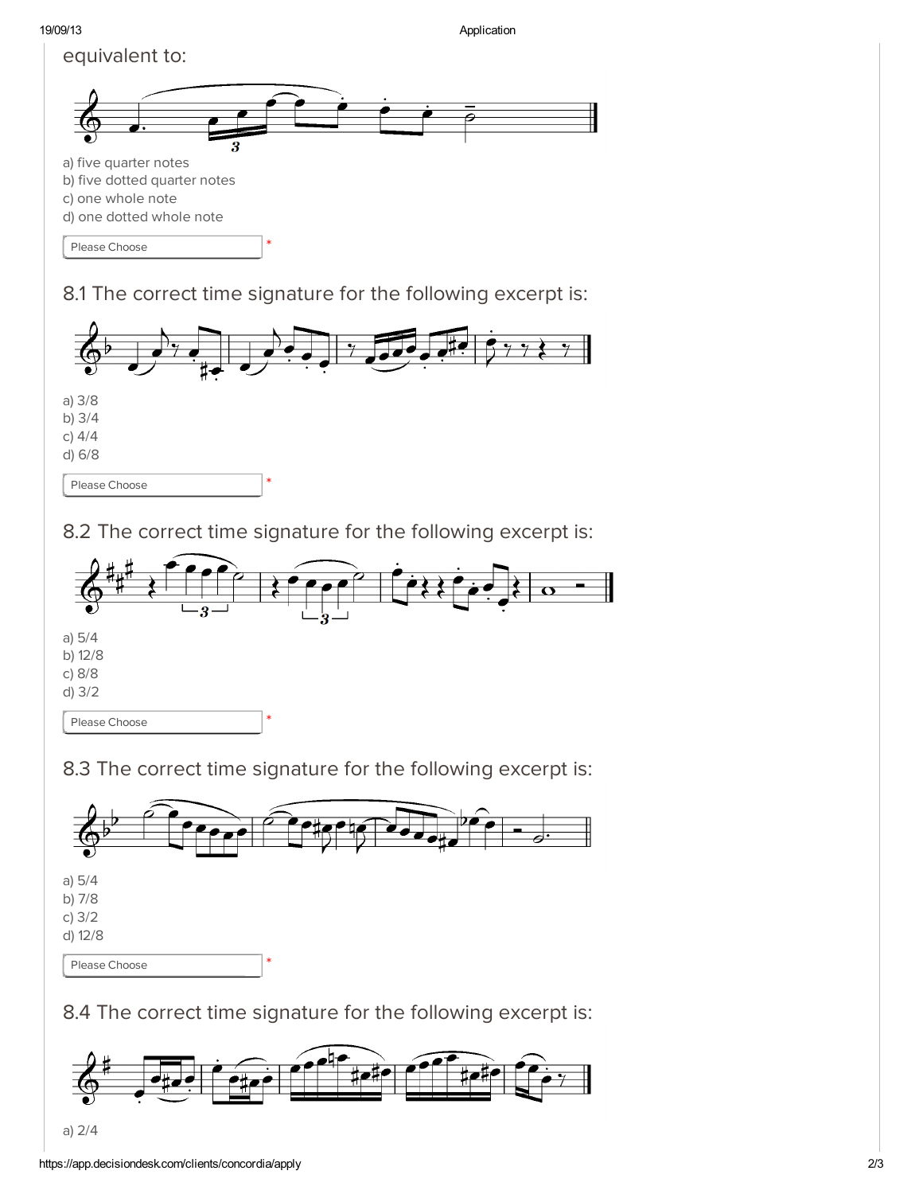equivalent to:

a) five quarter notes
b) five dotted quarter notes
c) one whole note
d) one dotted whole note

Please Choose *

## 8.1 The correct time signature for the following excerpt is:

a) 3/8
b) 3/4
c) 4/4
d) 6/8

Please Choose *

## 8.2 The correct time signature for the following excerpt is:

a) 5/4
b) 12/8
c) 8/8
d) 3/2

Please Choose *

## 8.3 The correct time signature for the following excerpt is:

a) 5/4
b) 7/8
c) 3/2
d) 12/8

Please Choose *

## 8.4 The correct time signature for the following excerpt is:

a) 2/4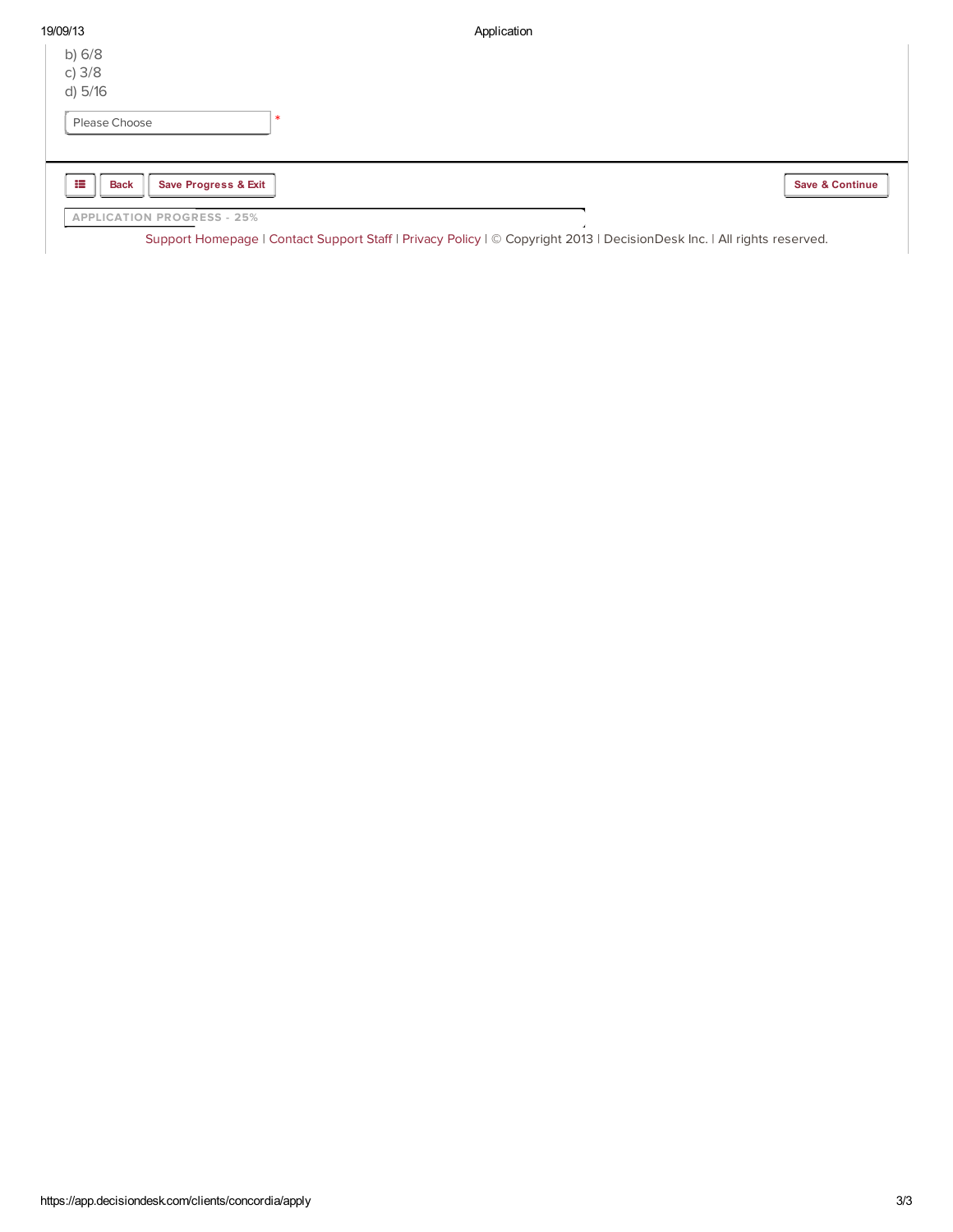b) 6/8
c) 3/8
d) 5/16

Please Choose *

Back | Save Progress & Exit | Save & Continue

APPLICATION PROGRESS - 25%

Support Homepage | Contact Support Staff | Privacy Policy | © Copyright 2013 | DecisionDesk Inc. | All rights reserved.